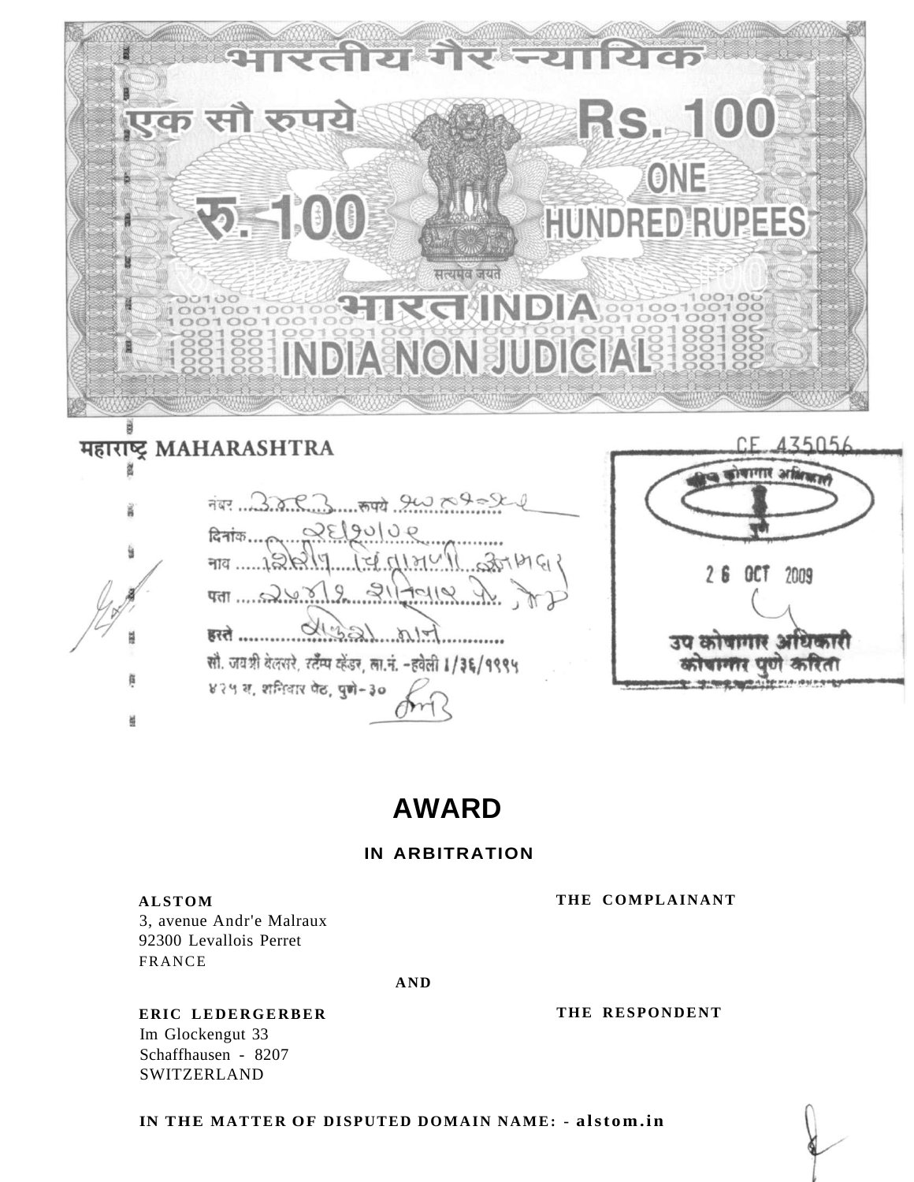भारतीय गैर न्यायिक

एक सौ रुपये **Rs. 100**

रु. 100 ONE HUNDRED RUPEES

सत्यमेव जयते

भारत INDIA

INDIA NON JUDICIAL

महाराष्ट्र MAHARASHTRA

CE 435056

नंबर ..........रुपये ..........

दिनांक ..........

नाव ..........

पता ..........

हस्ते ..........

सौ. जयश्री येलसरे, स्टॅम्प व्हेंडर, ला.नं. -हवेली 1/36/1995

425 स, शनिवार पेठ, पुणे-30

26 OCT 2009

उप कोषागार अधिकारी कोषागार पुणे करिता

# AWARD

## IN ARBITRATION

**ALSTOM** — **THE COMPLAINANT**

3, avenue Andr'e Malraux
92300 Levallois Perret
FRANCE

**AND**

**ERIC LEDERGERBER** — **THE RESPONDENT**

Im Glockengut 33
Schaffhausen - 8207
SWITZERLAND

**IN THE MATTER OF DISPUTED DOMAIN NAME: - alstom.in**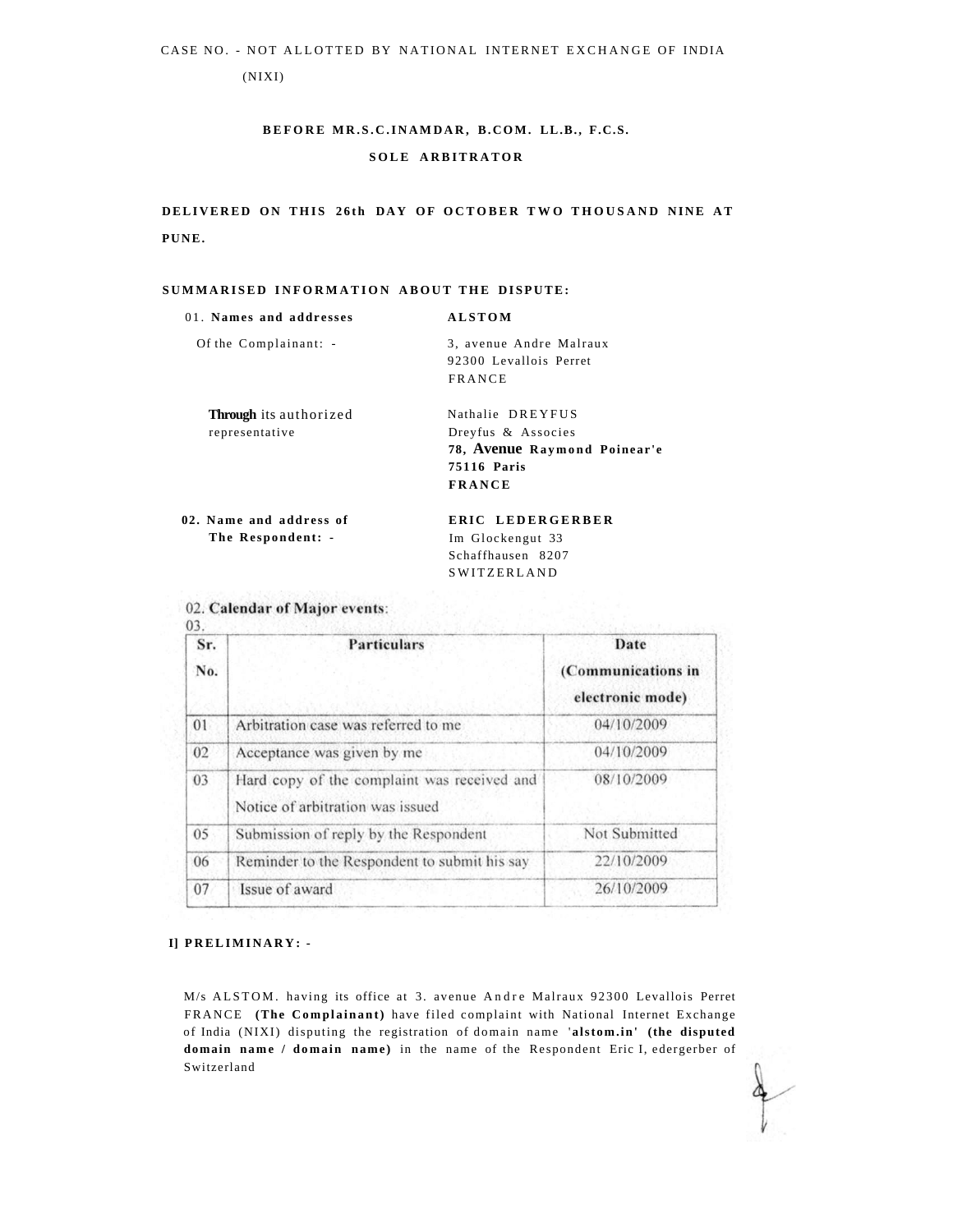CASE NO. - NOT ALLOTTED BY NATIONAL INTERNET EXCHANGE OF INDIA (NIXI)

**BEFORE MR.S.C.INAMDAR, B.COM. LL.B., F.C.S.**

**SOLE ARBITRATOR**

**DELIVERED ON THIS 26th DAY OF OCTOBER TWO THOUSAND NINE AT PUNE.**

**SUMMARISED INFORMATION ABOUT THE DISPUTE:**

01. **Names and addresses** Of the Complainant: -

**ALSTOM**
3, avenue Andre Malraux
92300 Levallois Perret
FRANCE

**Through** its authorized representative

Nathalie DREYFUS
Dreyfus & Associes
**78, Avenue Raymond Poinear'e**
**75116 Paris**
**FRANCE**

**02. Name and address of The Respondent: -**

**ERIC LEDERGERBER**
Im Glockengut 33
Schaffhausen 8207
SWITZERLAND

02. **Calendar of Major events**:
03.

| Sr. No. | Particulars | Date (Communications in electronic mode) |
|---|---|---|
| 01 | Arbitration case was referred to me | 04/10/2009 |
| 02 | Acceptance was given by me | 04/10/2009 |
| 03 | Hard copy of the complaint was received and Notice of arbitration was issued | 08/10/2009 |
| 05 | Submission of reply by the Respondent | Not Submitted |
| 06 | Reminder to the Respondent to submit his say | 22/10/2009 |
| 07 | Issue of award | 26/10/2009 |

**I] PRELIMINARY: -**

M/s ALSTOM. having its office at 3. avenue Andre Malraux 92300 Levallois Perret FRANCE **(The Complainant)** have filed complaint with National Internet Exchange of India (NIXI) disputing the registration of domain name '**alstom.in' (the disputed domain name / domain name)** in the name of the Respondent Eric I, edergerber of Switzerland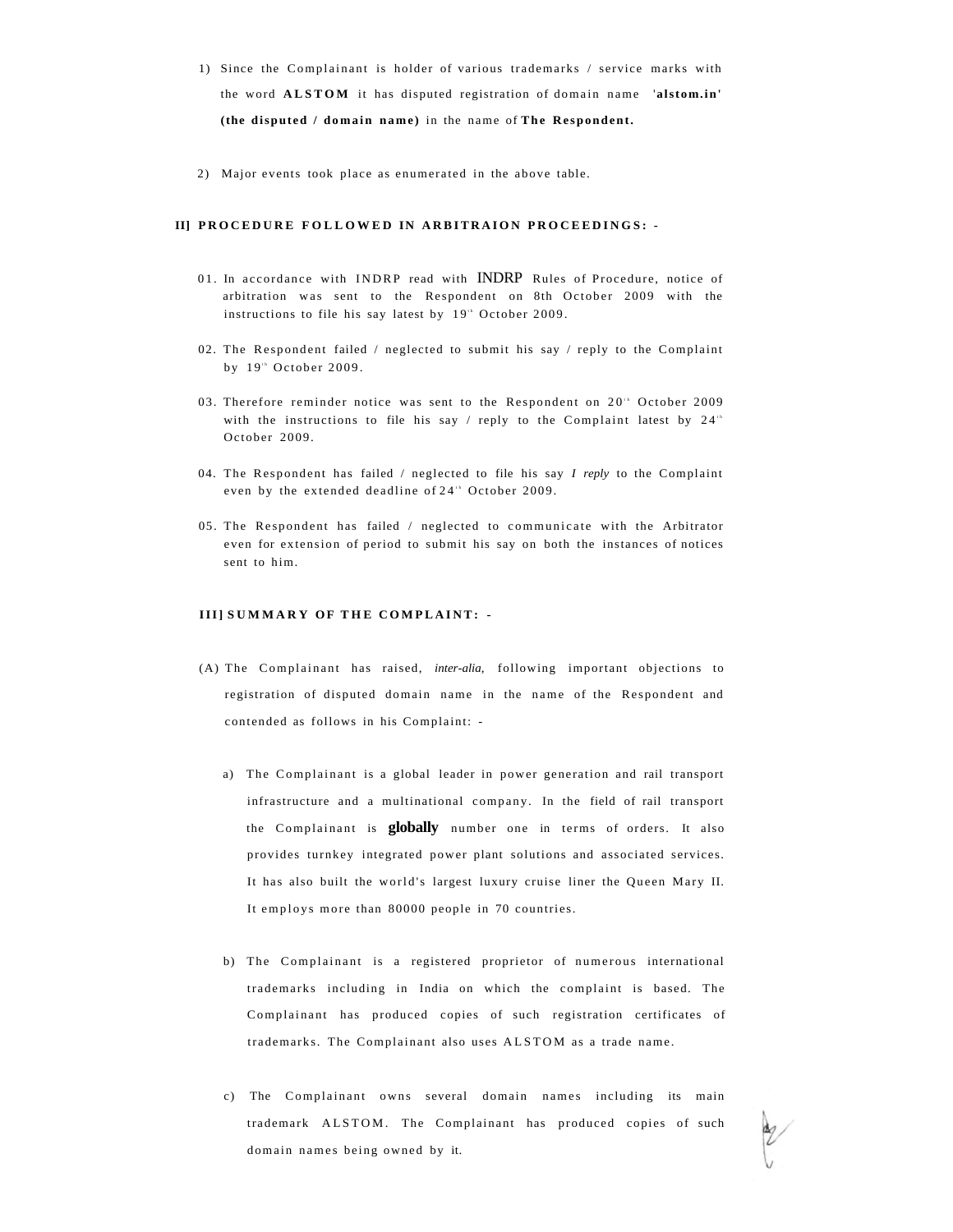1) Since the Complainant is holder of various trademarks / service marks with the word **ALSTOM** it has disputed registration of domain name '**alstom.in**' **(the disputed / domain name)** in the name of **The Respondent.**

2) Major events took place as enumerated in the above table.

## II] PROCEDURE FOLLOWED IN ARBITRAION PROCEEDINGS: -

01. In accordance with INDRP read with INDRP Rules of Procedure, notice of arbitration was sent to the Respondent on 8th October 2009 with the instructions to file his say latest by 19th October 2009.

02. The Respondent failed / neglected to submit his say / reply to the Complaint by 19th October 2009.

03. Therefore reminder notice was sent to the Respondent on 20th October 2009 with the instructions to file his say / reply to the Complaint latest by 24th October 2009.

04. The Respondent has failed / neglected to file his say *I reply* to the Complaint even by the extended deadline of 24th October 2009.

05. The Respondent has failed / neglected to communicate with the Arbitrator even for extension of period to submit his say on both the instances of notices sent to him.

## III] SUMMARY OF THE COMPLAINT: -

(A) The Complainant has raised, *inter-alia,* following important objections to registration of disputed domain name in the name of the Respondent and contended as follows in his Complaint: -

a) The Complainant is a global leader in power generation and rail transport infrastructure and a multinational company. In the field of rail transport the Complainant is **globally** number one in terms of orders. It also provides turnkey integrated power plant solutions and associated services. It has also built the world's largest luxury cruise liner the Queen Mary II. It employs more than 80000 people in 70 countries.

b) The Complainant is a registered proprietor of numerous international trademarks including in India on which the complaint is based. The Complainant has produced copies of such registration certificates of trademarks. The Complainant also uses ALSTOM as a trade name.

c) The Complainant owns several domain names including its main trademark ALSTOM. The Complainant has produced copies of such domain names being owned by it.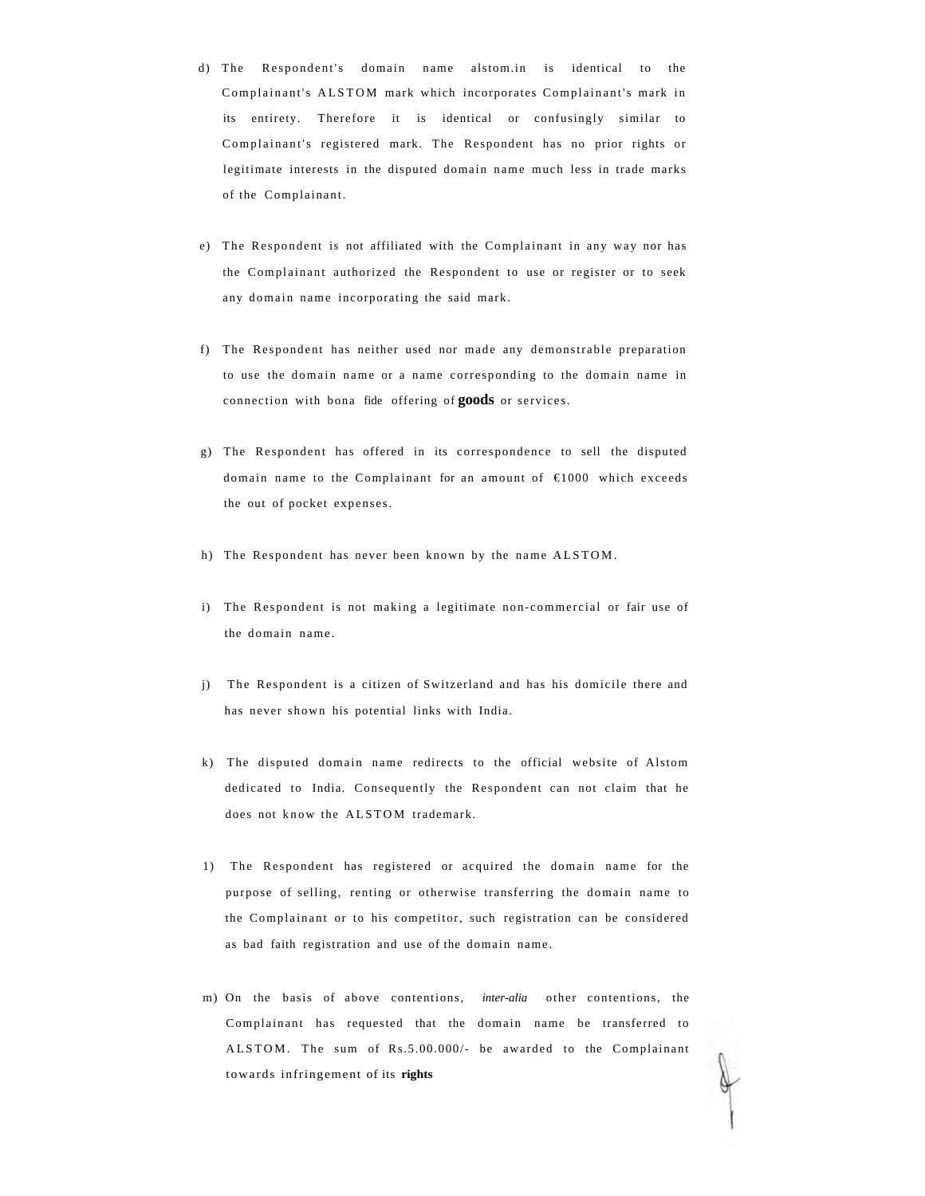d) The Respondent's domain name alstom.in is identical to the Complainant's ALSTOM mark which incorporates Complainant's mark in its entirety. Therefore it is identical or confusingly similar to Complainant's registered mark. The Respondent has no prior rights or legitimate interests in the disputed domain name much less in trade marks of the Complainant.

e) The Respondent is not affiliated with the Complainant in any way nor has the Complainant authorized the Respondent to use or register or to seek any domain name incorporating the said mark.

f) The Respondent has neither used nor made any demonstrable preparation to use the domain name or a name corresponding to the domain name in connection with bona fide offering of **goods** or services.

g) The Respondent has offered in its correspondence to sell the disputed domain name to the Complainant for an amount of €1000 which exceeds the out of pocket expenses.

h) The Respondent has never been known by the name ALSTOM.

i) The Respondent is not making a legitimate non-commercial or fair use of the domain name.

j) The Respondent is a citizen of Switzerland and has his domicile there and has never shown his potential links with India.

k) The disputed domain name redirects to the official website of Alstom dedicated to India. Consequently the Respondent can not claim that he does not know the ALSTOM trademark.

1) The Respondent has registered or acquired the domain name for the purpose of selling, renting or otherwise transferring the domain name to the Complainant or to his competitor, such registration can be considered as bad faith registration and use of the domain name.

m) On the basis of above contentions, *inter-alia* other contentions, the Complainant has requested that the domain name be transferred to ALSTOM. The sum of Rs.5.00.000/- be awarded to the Complainant towards infringement of its **rights**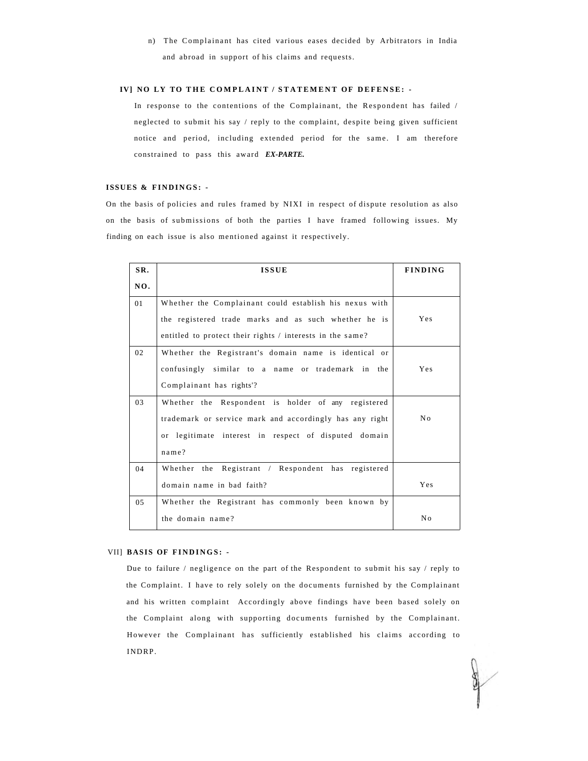n) The Complainant has cited various eases decided by Arbitrators in India and abroad in support of his claims and requests.

**IV] NO LY TO THE COMPLAINT / STATEMENT OF DEFENSE: -**

In response to the contentions of the Complainant, the Respondent has failed / neglected to submit his say / reply to the complaint, despite being given sufficient notice and period, including extended period for the same. I am therefore constrained to pass this award ***EX-PARTE.***

**ISSUES & FINDINGS: -**

On the basis of policies and rules framed by NIXI in respect of dispute resolution as also on the basis of submissions of both the parties I have framed following issues. My finding on each issue is also mentioned against it respectively.

| SR. NO. | ISSUE | FINDING |
|---|---|---|
| 01 | Whether the Complainant could establish his nexus with the registered trade marks and as such whether he is entitled to protect their rights / interests in the same? | Yes |
| 02 | Whether the Registrant's domain name is identical or confusingly similar to a name or trademark in the Complainant has rights'? | Yes |
| 03 | Whether the Respondent is holder of any registered trademark or service mark and accordingly has any right or legitimate interest in respect of disputed domain name? | No |
| 04 | Whether the Registrant / Respondent has registered domain name in bad faith? | Yes |
| 05 | Whether the Registrant has commonly been known by the domain name? | No |

VII] **BASIS OF FINDINGS: -**

Due to failure / negligence on the part of the Respondent to submit his say / reply to the Complaint. I have to rely solely on the documents furnished by the Complainant and his written complaint Accordingly above findings have been based solely on the Complaint along with supporting documents furnished by the Complainant. However the Complainant has sufficiently established his claims according to INDRP.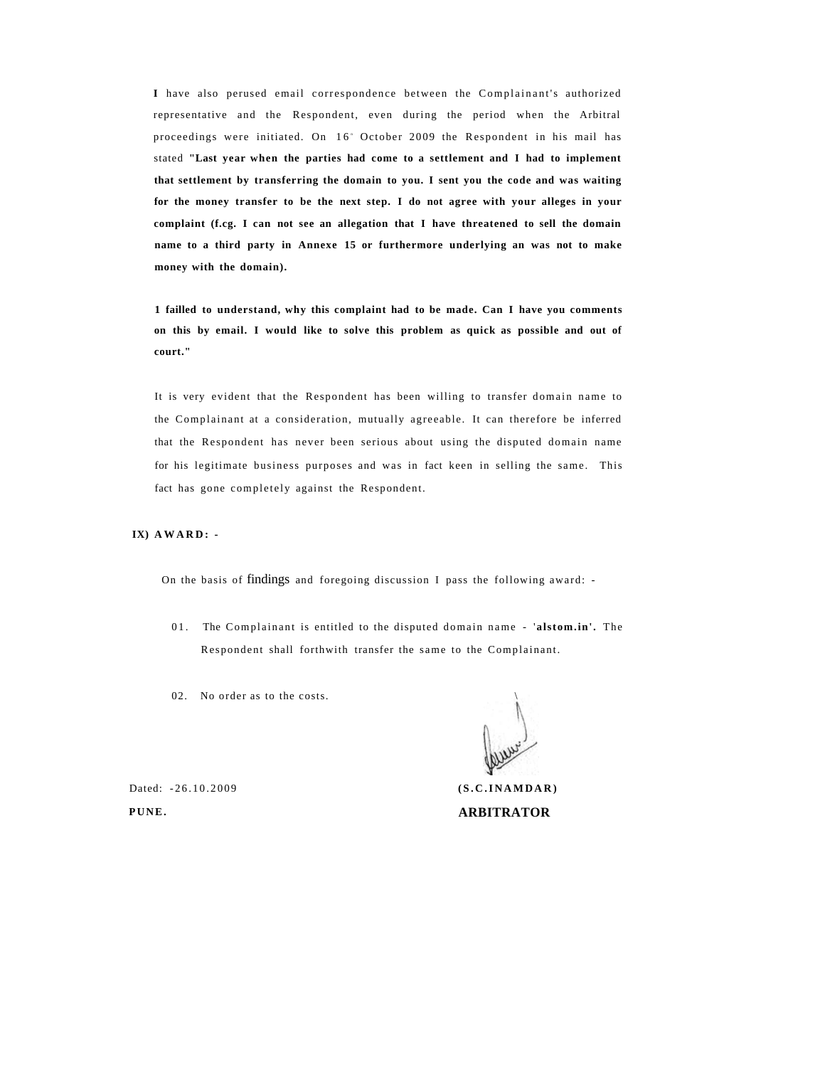I have also perused email correspondence between the Complainant's authorized representative and the Respondent, even during the period when the Arbitral proceedings were initiated. On 16° October 2009 the Respondent in his mail has stated **"Last year when the parties had come to a settlement and I had to implement that settlement by transferring the domain to you. I sent you the code and was waiting for the money transfer to be the next step. I do not agree with your alleges in your complaint (f.cg. I can not see an allegation that I have threatened to sell the domain name to a third party in Annexe 15 or furthermore underlying an was not to make money with the domain).**

**1 failled to understand, why this complaint had to be made. Can I have you comments on this by email. I would like to solve this problem as quick as possible and out of court."**

It is very evident that the Respondent has been willing to transfer domain name to the Complainant at a consideration, mutually agreeable. It can therefore be inferred that the Respondent has never been serious about using the disputed domain name for his legitimate business purposes and was in fact keen in selling the same. This fact has gone completely against the Respondent.

## IX) AWARD: -

On the basis of findings and foregoing discussion I pass the following award: -

01. The Complainant is entitled to the disputed domain name - '**alstom.in'.** The Respondent shall forthwith transfer the same to the Complainant.

02. No order as to the costs.

Dated: -26.10.2009

**PUNE.**

**(S.C.INAMDAR)**

**ARBITRATOR**